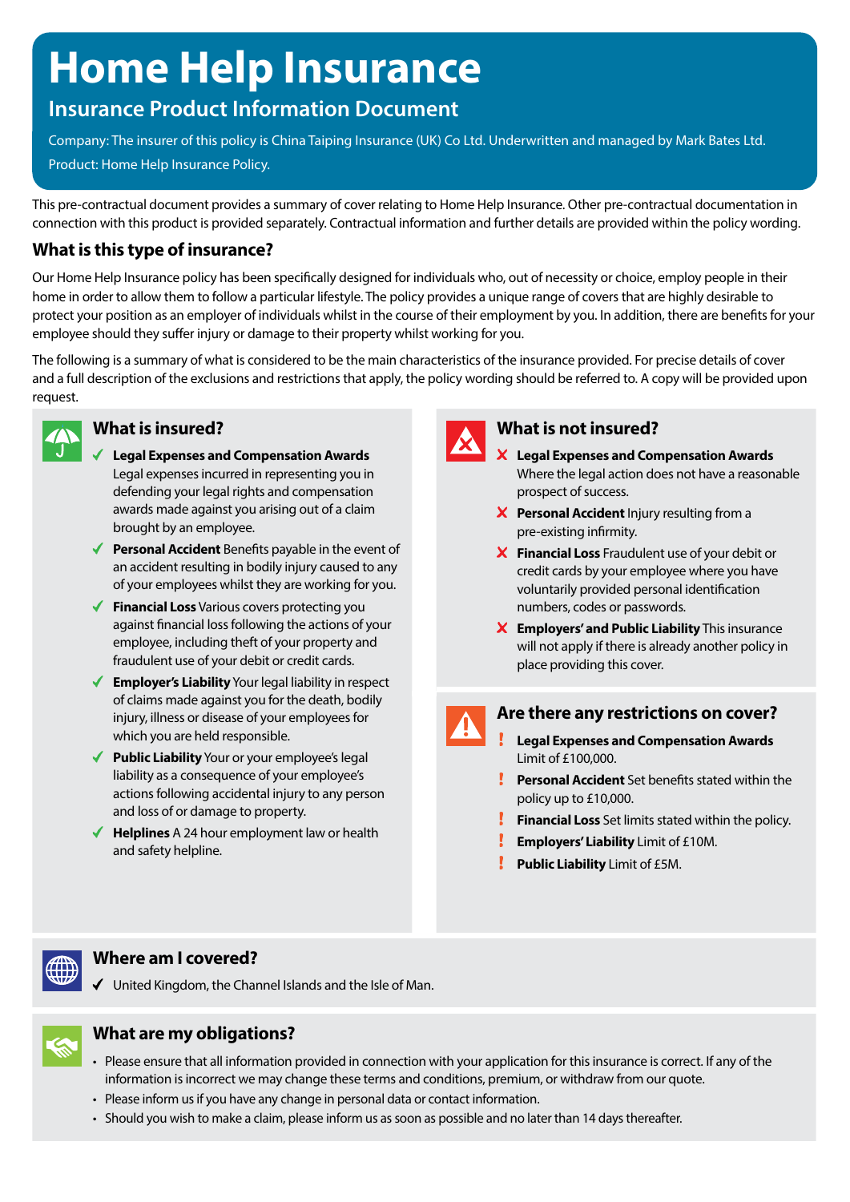# Home Help Insurance

## Insurance Product Information Document

Company: The insurer of this policy is China Taiping Insurance (UK) Co Ltd. Underwritten and managed by Mark Bates Ltd.

Product: Home Help Insurance Policy.

This pre-contractual document provides a summary of cover relating to Home Help Insurance. Other pre-contractual documentation in connection with this product is provided separately. Contractual information and further details are provided within the policy wording.

## What is this type of insurance?

Our Home Help Insurance policy has been specifically designed for individuals who, out of necessity or choice, employ people in their home in order to allow them to follow a particular lifestyle. The policy provides a unique range of covers that are highly desirable to protect your position as an employer of individuals whilst in the course of their employment by you. In addition, there are benefits for your employee should they suffer injury or damage to their property whilst working for you.

The following is a summary of what is considered to be the main characteristics of the insurance provided. For precise details of cover and a full description of the exclusions and restrictions that apply, the policy wording should be referred to. A copy will be provided upon request.

## What is insured?

- ✔ **Legal Expenses and Compensation Awards** Legal expenses incurred in representing you in defending your legal rights and compensation awards made against you arising out of a claim brought by an employee.
- ✔ **Personal Accident** Benefits payable in the event of an accident resulting in bodily injury caused to any of your employees whilst they are working for you.
- ✔ **Financial Loss** Various covers protecting you against financial loss following the actions of your employee, including theft of your property and fraudulent use of your debit or credit cards.
- ✔ **Employer's Liability** Your legal liability in respect of claims made against you for the death, bodily injury, illness or disease of your employees for which you are held responsible.
- ✔ **Public Liability** Your or your employee's legal liability as a consequence of your employee's actions following accidental injury to any person and loss of or damage to property.
- ✔ **Helplines** A 24 hour employment law or health and safety helpline.

## What is not insured?

- ✘ **Legal Expenses and Compensation Awards** Where the legal action does not have a reasonable prospect of success.
- ✘ **Personal Accident** Injury resulting from a pre-existing infirmity.
- ✘ **Financial Loss** Fraudulent use of your debit or credit cards by your employee where you have voluntarily provided personal identification numbers, codes or passwords.
- ✘ **Employers' and Public Liability** This insurance will not apply if there is already another policy in place providing this cover.

## Are there any restrictions on cover?

- ! **Legal Expenses and Compensation Awards** Limit of £100,000.
- ! **Personal Accident** Set benefits stated within the policy up to £10,000.
- ! **Financial Loss** Set limits stated within the policy.
- ! **Employers' Liability** Limit of £10M.
- ! **Public Liability** Limit of £5M.

## Where am I covered?

- ✔ United Kingdom, the Channel Islands and the Isle of Man.

## What are my obligations?

- Please ensure that all information provided in connection with your application for this insurance is correct. If any of the information is incorrect we may change these terms and conditions, premium, or withdraw from our quote.
- Please inform us if you have any change in personal data or contact information.
- Should you wish to make a claim, please inform us as soon as possible and no later than 14 days thereafter.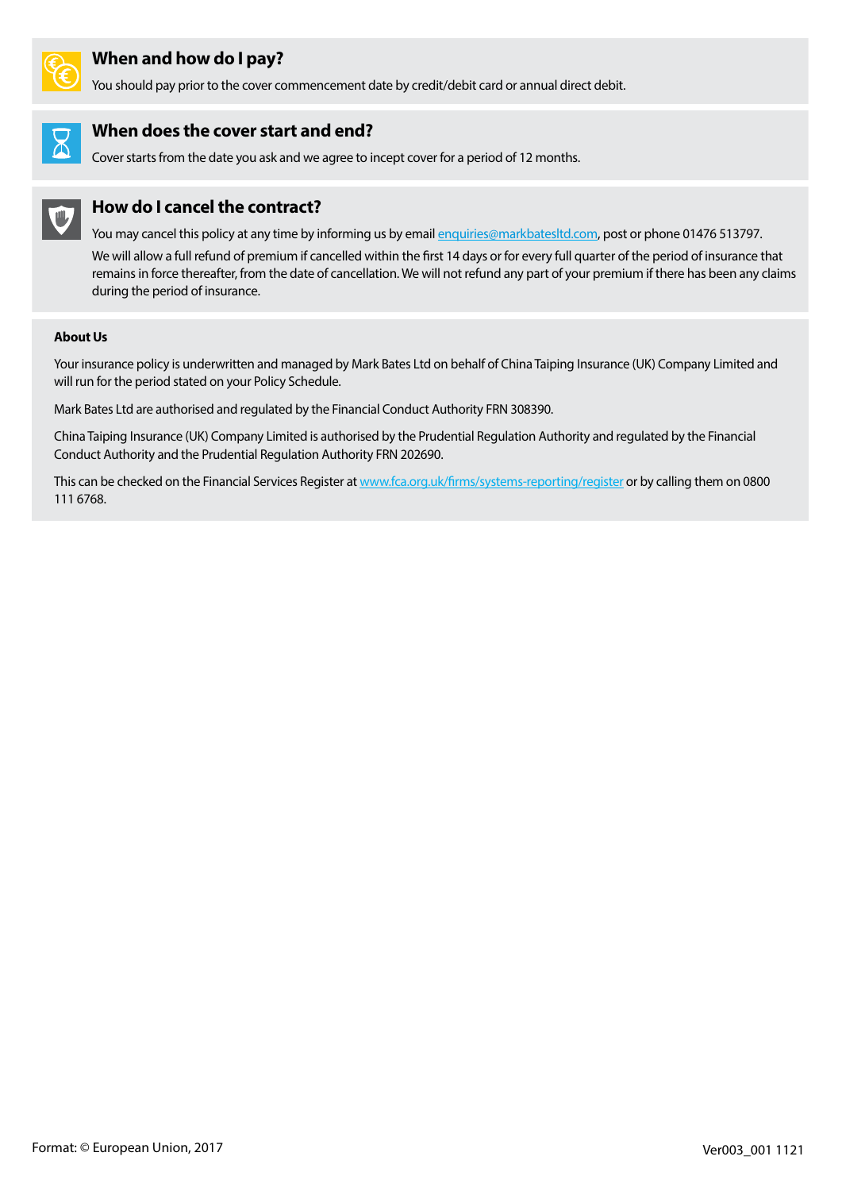## When and how do I pay?

You should pay prior to the cover commencement date by credit/debit card or annual direct debit.

## When does the cover start and end?

Cover starts from the date you ask and we agree to incept cover for a period of 12 months.

## How do I cancel the contract?

You may cancel this policy at any time by informing us by email enquiries@markbatesltd.com, post or phone 01476 513797.

We will allow a full refund of premium if cancelled within the first 14 days or for every full quarter of the period of insurance that remains in force thereafter, from the date of cancellation. We will not refund any part of your premium if there has been any claims during the period of insurance.

**About Us**

Your insurance policy is underwritten and managed by Mark Bates Ltd on behalf of China Taiping Insurance (UK) Company Limited and will run for the period stated on your Policy Schedule.

Mark Bates Ltd are authorised and regulated by the Financial Conduct Authority FRN 308390.

China Taiping Insurance (UK) Company Limited is authorised by the Prudential Regulation Authority and regulated by the Financial Conduct Authority and the Prudential Regulation Authority FRN 202690.

This can be checked on the Financial Services Register at www.fca.org.uk/firms/systems-reporting/register or by calling them on 0800 111 6768.

Format: © European Union, 2017

Ver003_001 1121